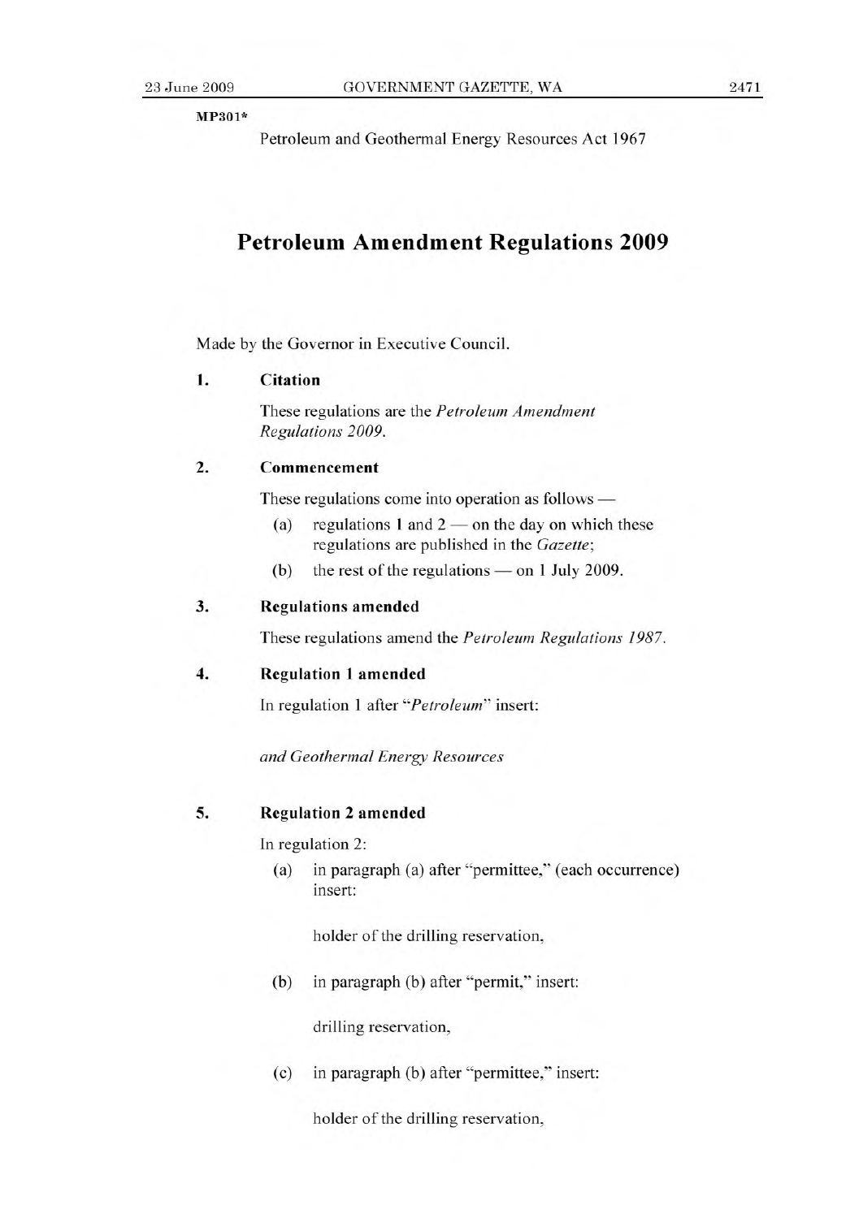MP301*

Petroleum and Geothermal Energy Resources Act 1967

# Petroleum Amendment Regulations 2009

Made by the Governor in Executive Council.

**1. Citation**

These regulations are the *Petroleum Amendment Regulations 2009*.

**2. Commencement**

These regulations come into operation as follows —

(a) regulations 1 and 2 — on the day on which these regulations are published in the *Gazette*;

(b) the rest of the regulations — on 1 July 2009.

**3. Regulations amended**

These regulations amend the *Petroleum Regulations 1987*.

**4. Regulation 1 amended**

In regulation 1 after "*Petroleum*" insert:

*and Geothermal Energy Resources*

**5. Regulation 2 amended**

In regulation 2:

(a) in paragraph (a) after "permittee," (each occurrence) insert:

holder of the drilling reservation,

(b) in paragraph (b) after "permit," insert:

drilling reservation,

(c) in paragraph (b) after "permittee," insert:

holder of the drilling reservation,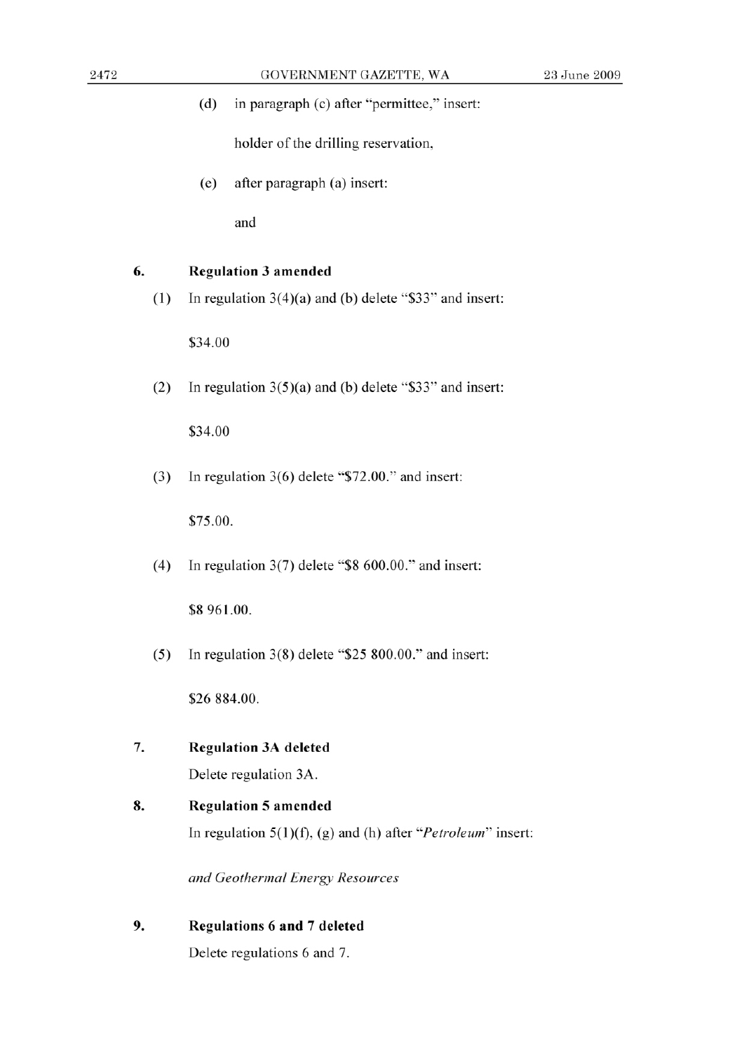(d) in paragraph (c) after "permittee," insert:

holder of the drilling reservation,

(e) after paragraph (a) insert:

and

## 6. Regulation 3 amended

(1) In regulation 3(4)(a) and (b) delete "$33" and insert:

$34.00

(2) In regulation 3(5)(a) and (b) delete "$33" and insert:

$34.00

(3) In regulation 3(6) delete "$72.00." and insert:

$75.00.

(4) In regulation 3(7) delete "$8 600.00." and insert:

$8 961.00.

(5) In regulation 3(8) delete "$25 800.00." and insert:

$26 884.00.

## 7. Regulation 3A deleted

Delete regulation 3A.

## 8. Regulation 5 amended

In regulation 5(1)(f), (g) and (h) after "*Petroleum*" insert:

*and Geothermal Energy Resources*

## 9. Regulations 6 and 7 deleted

Delete regulations 6 and 7.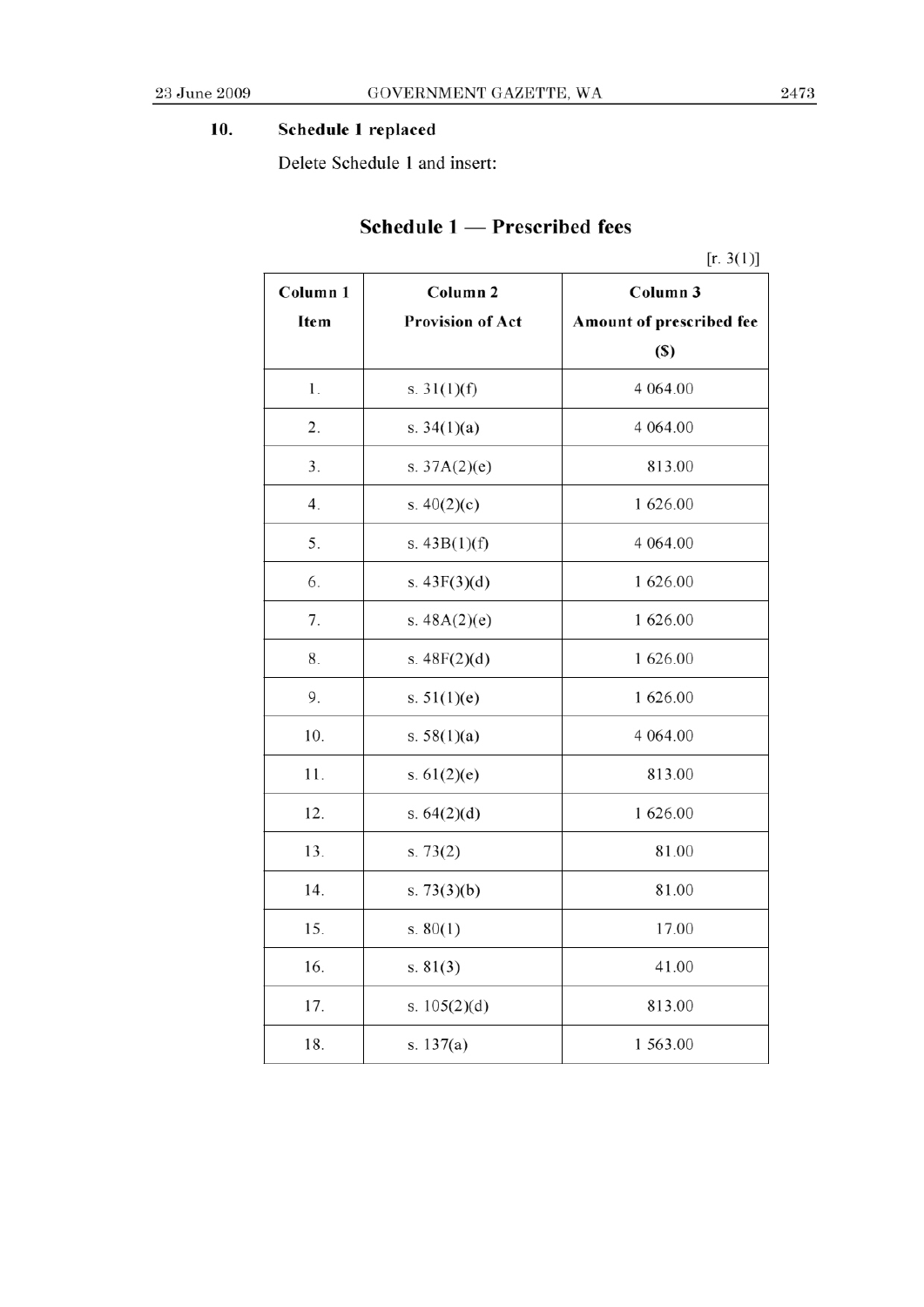**10. Schedule 1 replaced**

Delete Schedule 1 and insert:

## Schedule 1 — Prescribed fees

[r. 3(1)]

| Column 1<br>Item | Column 2<br>Provision of Act | Column 3<br>Amount of prescribed fee<br>($) |
|---|---|---|
| 1. | s. 31(1)(f) | 4 064.00 |
| 2. | s. 34(1)(a) | 4 064.00 |
| 3. | s. 37A(2)(e) | 813.00 |
| 4. | s. 40(2)(c) | 1 626.00 |
| 5. | s. 43B(1)(f) | 4 064.00 |
| 6. | s. 43F(3)(d) | 1 626.00 |
| 7. | s. 48A(2)(e) | 1 626.00 |
| 8. | s. 48F(2)(d) | 1 626.00 |
| 9. | s. 51(1)(e) | 1 626.00 |
| 10. | s. 58(1)(a) | 4 064.00 |
| 11. | s. 61(2)(e) | 813.00 |
| 12. | s. 64(2)(d) | 1 626.00 |
| 13. | s. 73(2) | 81.00 |
| 14. | s. 73(3)(b) | 81.00 |
| 15. | s. 80(1) | 17.00 |
| 16. | s. 81(3) | 41.00 |
| 17. | s. 105(2)(d) | 813.00 |
| 18. | s. 137(a) | 1 563.00 |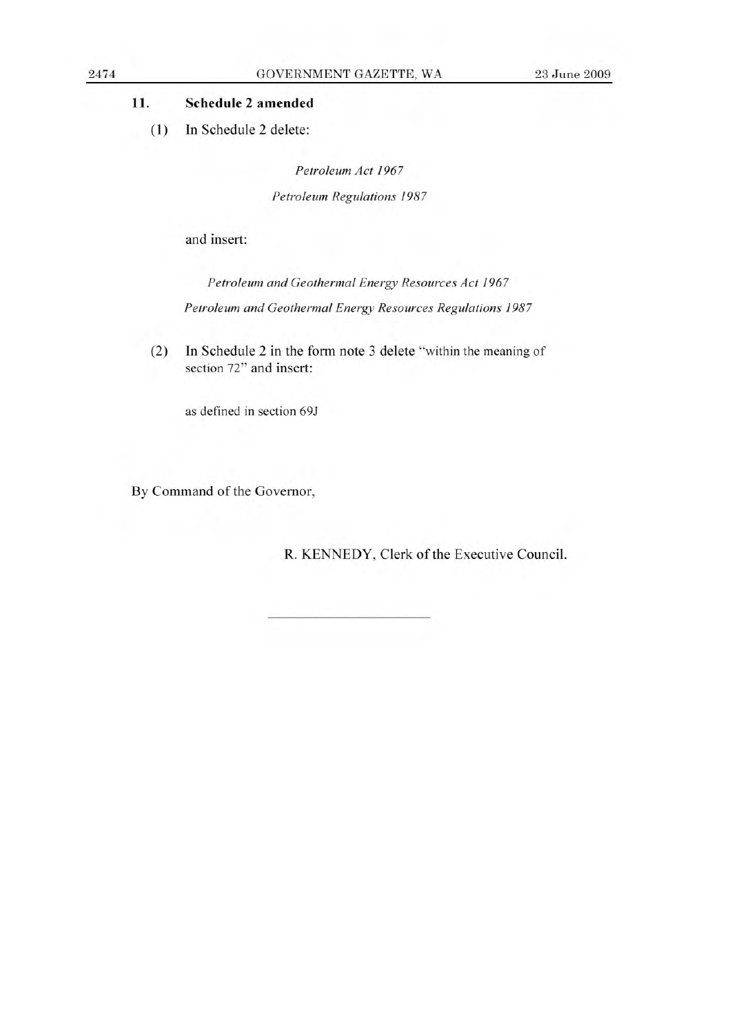### 11. Schedule 2 amended

(1) In Schedule 2 delete:

*Petroleum Act 1967*

*Petroleum Regulations 1987*

and insert:

*Petroleum and Geothermal Energy Resources Act 1967*

*Petroleum and Geothermal Energy Resources Regulations 1987*

(2) In Schedule 2 in the form note 3 delete "within the meaning of section 72" and insert:

as defined in section 69J

By Command of the Governor,

R. KENNEDY, Clerk of the Executive Council.